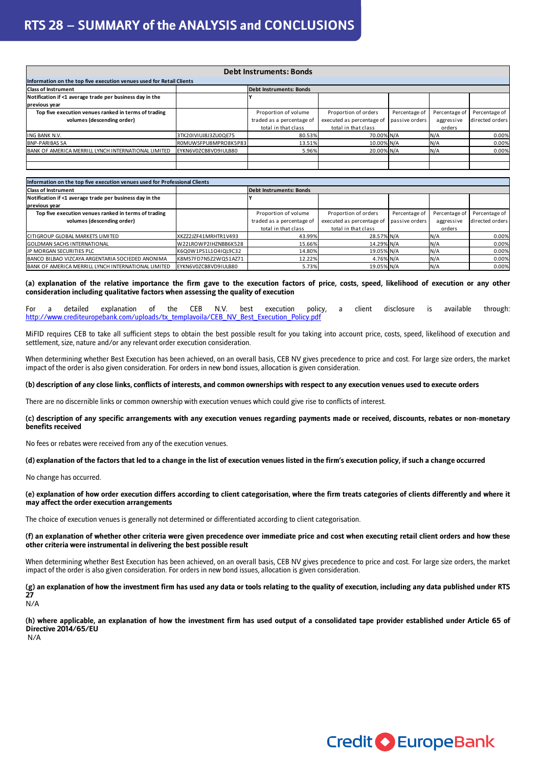# RTS 28 – SUMMARY of the ANALYSIS and CONCLUSIONS

## Debt Instruments: Bonds

**Information on the top five execution venues used for Retail Clients**

| Class of Instrument | | Debt Instruments: Bonds | | | | |
|---|---|---|---|---|---|---|
| Notification if <1 average trade per business day in the previous year | | Y | | | | |
| Top five execution venues ranked in terms of trading volumes (descending order) | | Proportion of volume traded as a percentage of total in that class | Proportion of orders executed as percentage of total in that class | Percentage of passive orders | Percentage of aggressive orders | Percentage of directed orders |
| ING BANK N.V. | 3TK20IVIUJ8J3ZU0QE75 | 80.53% | 70.00% | N/A | N/A | 0.00% |
| BNP-PARIBAS SA | R0MUWSFPU8MPRO8K5P83 | 13.51% | 10.00% | N/A | N/A | 0.00% |
| BANK OF AMERICA MERRILL LYNCH INTERNATIONAL LIMITED | EYKN6V0ZCB8VD9IULB80 | 5.96% | 20.00% | N/A | N/A | 0.00% |
| | | | | | | |
| | | | | | | |

**Information on the top five execution venues used for Professional Clients**

| Class of Instrument | | Debt Instruments: Bonds | | | | |
|---|---|---|---|---|---|---|
| Notification if <1 average trade per business day in the previous year | | Y | | | | |
| Top five execution venues ranked in terms of trading volumes (descending order) | | Proportion of volume traded as a percentage of total in that class | Proportion of orders executed as percentage of total in that class | Percentage of passive orders | Percentage of aggressive orders | Percentage of directed orders |
| CITIGROUP GLOBAL MARKETS LIMITED | XKZZ2JZF41MRHTR1V493 | 43.99% | 28.57% | N/A | N/A | 0.00% |
| GOLDMAN SACHS INTERNATIONAL | W22LROWP2IHZNBB6K528 | 15.66% | 14.29% | N/A | N/A | 0.00% |
| JP MORGAN SECURITIES PLC | K6Q0W1PS1L1O4IQL9C32 | 14.80% | 19.05% | N/A | N/A | 0.00% |
| BANCO BILBAO VIZCAYA ARGENTARIA SOCIEDED ANONIMA | K8MS7FD7N5Z2WQ51AZ71 | 12.22% | 4.76% | N/A | N/A | 0.00% |
| BANK OF AMERICA MERRILL LYNCH INTERNATIONAL LIMITED | EYKN6V0ZCB8VD9IULB80 | 5.73% | 19.05% | N/A | N/A | 0.00% |

**(a) explanation of the relative importance the firm gave to the execution factors of price, costs, speed, likelihood of execution or any other consideration including qualitative factors when assessing the quality of execution**

For a detailed explanation of the CEB N.V. best execution policy, a client disclosure is available through: http://www.crediteuropebank.com/uploads/tx_templavoila/CEB_NV_Best_Execution_Policy.pdf

MiFID requires CEB to take all sufficient steps to obtain the best possible result for you taking into account price, costs, speed, likelihood of execution and settlement, size, nature and/or any relevant order execution consideration.

When determining whether Best Execution has been achieved, on an overall basis, CEB NV gives precedence to price and cost. For large size orders, the market impact of the order is also given consideration. For orders in new bond issues, allocation is given consideration.

**(b) description of any close links, conflicts of interests, and common ownerships with respect to any execution venues used to execute orders**

There are no discernible links or common ownership with execution venues which could give rise to conflicts of interest.

**(c) description of any specific arrangements with any execution venues regarding payments made or received, discounts, rebates or non-monetary benefits received**

No fees or rebates were received from any of the execution venues.

**(d) explanation of the factors that led to a change in the list of execution venues listed in the firm's execution policy, if such a change occurred**

No change has occurred.

**(e) explanation of how order execution differs according to client categorisation, where the firm treats categories of clients differently and where it may affect the order execution arrangements**

The choice of execution venues is generally not determined or differentiated according to client categorisation.

**(f) an explanation of whether other criteria were given precedence over immediate price and cost when executing retail client orders and how these other criteria were instrumental in delivering the best possible result**

When determining whether Best Execution has been achieved, on an overall basis, CEB NV gives precedence to price and cost. For large size orders, the market impact of the order is also given consideration. For orders in new bond issues, allocation is given consideration.

**(g) an explanation of how the investment firm has used any data or tools relating to the quality of execution, including any data published under RTS 27**

N/A

**(h) where applicable, an explanation of how the investment firm has used output of a consolidated tape provider established under Article 65 of Directive 2014/65/EU**

N/A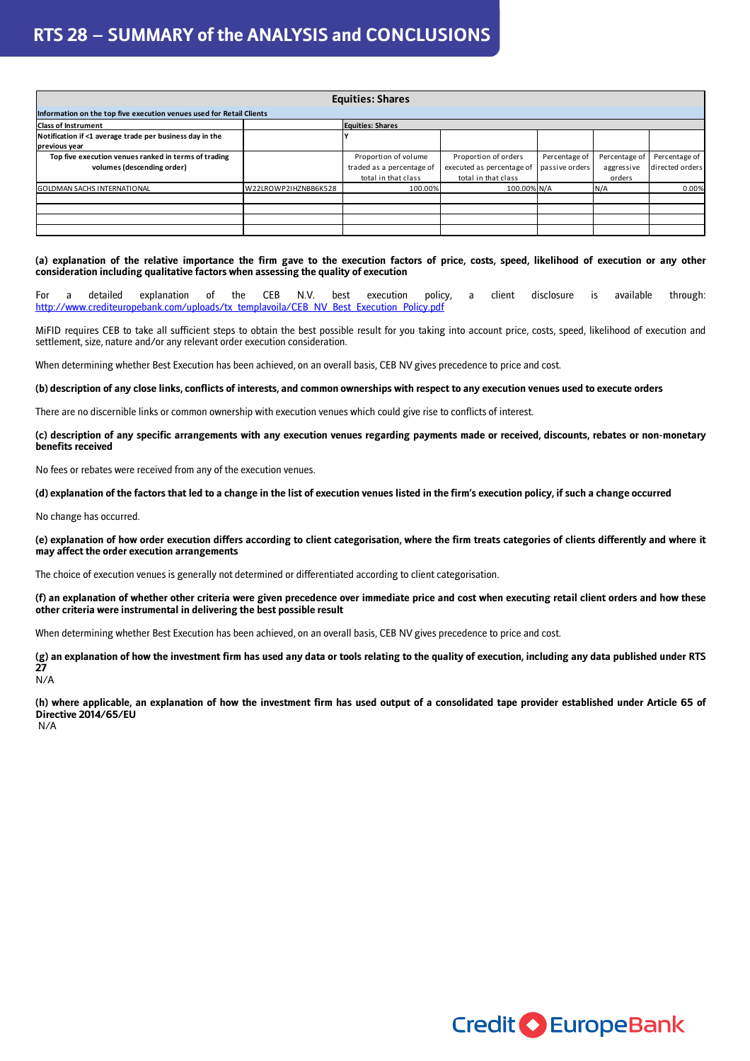# RTS 28 – SUMMARY of the ANALYSIS and CONCLUSIONS

| Equities: Shares | | | | | | |
|---|---|---|---|---|---|---|
| **Information on the top five execution venues used for Retail Clients** | | | | | | |
| **Class of Instrument** | | **Equities: Shares** | | | | |
| **Notification if <1 average trade per business day in the previous year** | | **Y** | | | | |
| **Top five execution venues ranked in terms of trading volumes (descending order)** | | Proportion of volume traded as a percentage of total in that class | Proportion of orders executed as percentage of total in that class | Percentage of passive orders | Percentage of aggressive orders | Percentage of directed orders |
| GOLDMAN SACHS INTERNATIONAL | W22LROWP2IHZNBB6K528 | 100.00% | 100.00% | N/A | N/A | 0.00% |
| | | | | | | |
| | | | | | | |
| | | | | | | |
| | | | | | | |

**(a) explanation of the relative importance the firm gave to the execution factors of price, costs, speed, likelihood of execution or any other consideration including qualitative factors when assessing the quality of execution**

For a detailed explanation of the CEB N.V. best execution policy, a client disclosure is available through: http://www.crediteuropebank.com/uploads/tx_templavoila/CEB_NV_Best_Execution_Policy.pdf

MiFID requires CEB to take all sufficient steps to obtain the best possible result for you taking into account price, costs, speed, likelihood of execution and settlement, size, nature and/or any relevant order execution consideration.

When determining whether Best Execution has been achieved, on an overall basis, CEB NV gives precedence to price and cost.

**(b) description of any close links, conflicts of interests, and common ownerships with respect to any execution venues used to execute orders**

There are no discernible links or common ownership with execution venues which could give rise to conflicts of interest.

**(c) description of any specific arrangements with any execution venues regarding payments made or received, discounts, rebates or non-monetary benefits received**

No fees or rebates were received from any of the execution venues.

**(d) explanation of the factors that led to a change in the list of execution venues listed in the firm's execution policy, if such a change occurred**

No change has occurred.

**(e) explanation of how order execution differs according to client categorisation, where the firm treats categories of clients differently and where it may affect the order execution arrangements**

The choice of execution venues is generally not determined or differentiated according to client categorisation.

**(f) an explanation of whether other criteria were given precedence over immediate price and cost when executing retail client orders and how these other criteria were instrumental in delivering the best possible result**

When determining whether Best Execution has been achieved, on an overall basis, CEB NV gives precedence to price and cost.

**(g) an explanation of how the investment firm has used any data or tools relating to the quality of execution, including any data published under RTS 27**

N/A

**(h) where applicable, an explanation of how the investment firm has used output of a consolidated tape provider established under Article 65 of Directive 2014/65/EU**

N/A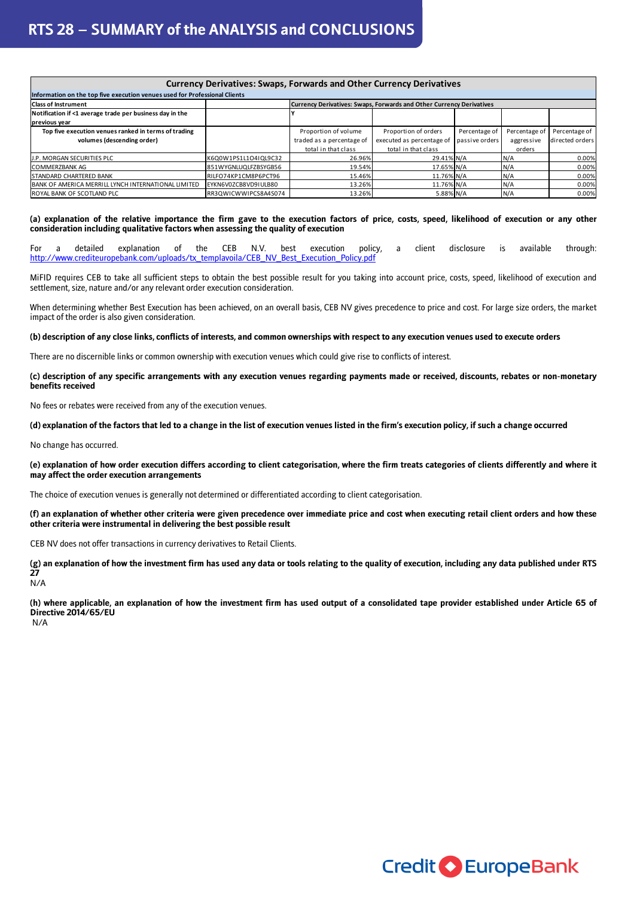# RTS 28 – SUMMARY of the ANALYSIS and CONCLUSIONS

| Currency Derivatives: Swaps, Forwards and Other Currency Derivatives | | | | | | |
|---|---|---|---|---|---|---|
| **Information on the top five execution venues used for Professional Clients** | | | | | | |
| **Class of Instrument** | | **Currency Derivatives: Swaps, Forwards and Other Currency Derivatives** | | | | |
| **Notification if <1 average trade per business day in the previous year** | | **Y** | | | | |
| **Top five execution venues ranked in terms of trading volumes (descending order)** | | Proportion of volume traded as a percentage of total in that class | Proportion of orders executed as percentage of total in that class | Percentage of passive orders | Percentage of aggressive orders | Percentage of directed orders |
| J.P. MORGAN SECURITIES PLC | K6Q0W1PS1L1O4IQL9C32 | 26.96% | 29.41% | N/A | N/A | 0.00% |
| COMMERZBANK AG | 851WYGNLUQLFZBSYGB56 | 19.54% | 17.65% | N/A | N/A | 0.00% |
| STANDARD CHARTERED BANK | RILFO74KP1CM8P6PCT96 | 15.46% | 11.76% | N/A | N/A | 0.00% |
| BANK OF AMERICA MERRILL LYNCH INTERNATIONAL LIMITED | EYKN6V0ZCB8VD9IULB80 | 13.26% | 11.76% | N/A | N/A | 0.00% |
| ROYAL BANK OF SCOTLAND PLC | RR3QWICWWIPCS8A4S074 | 13.26% | 5.88% | N/A | N/A | 0.00% |

**(a) explanation of the relative importance the firm gave to the execution factors of price, costs, speed, likelihood of execution or any other consideration including qualitative factors when assessing the quality of execution**

For a detailed explanation of the CEB N.V. best execution policy, a client disclosure is available through: http://www.crediteuropebank.com/uploads/tx_templavoila/CEB_NV_Best_Execution_Policy.pdf

MiFID requires CEB to take all sufficient steps to obtain the best possible result for you taking into account price, costs, speed, likelihood of execution and settlement, size, nature and/or any relevant order execution consideration.

When determining whether Best Execution has been achieved, on an overall basis, CEB NV gives precedence to price and cost. For large size orders, the market impact of the order is also given consideration.

**(b) description of any close links, conflicts of interests, and common ownerships with respect to any execution venues used to execute orders**

There are no discernible links or common ownership with execution venues which could give rise to conflicts of interest.

**(c) description of any specific arrangements with any execution venues regarding payments made or received, discounts, rebates or non-monetary benefits received**

No fees or rebates were received from any of the execution venues.

**(d) explanation of the factors that led to a change in the list of execution venues listed in the firm's execution policy, if such a change occurred**

No change has occurred.

**(e) explanation of how order execution differs according to client categorisation, where the firm treats categories of clients differently and where it may affect the order execution arrangements**

The choice of execution venues is generally not determined or differentiated according to client categorisation.

**(f) an explanation of whether other criteria were given precedence over immediate price and cost when executing retail client orders and how these other criteria were instrumental in delivering the best possible result**

CEB NV does not offer transactions in currency derivatives to Retail Clients.

**(g) an explanation of how the investment firm has used any data or tools relating to the quality of execution, including any data published under RTS 27**

N/A

**(h) where applicable, an explanation of how the investment firm has used output of a consolidated tape provider established under Article 65 of Directive 2014/65/EU**

N/A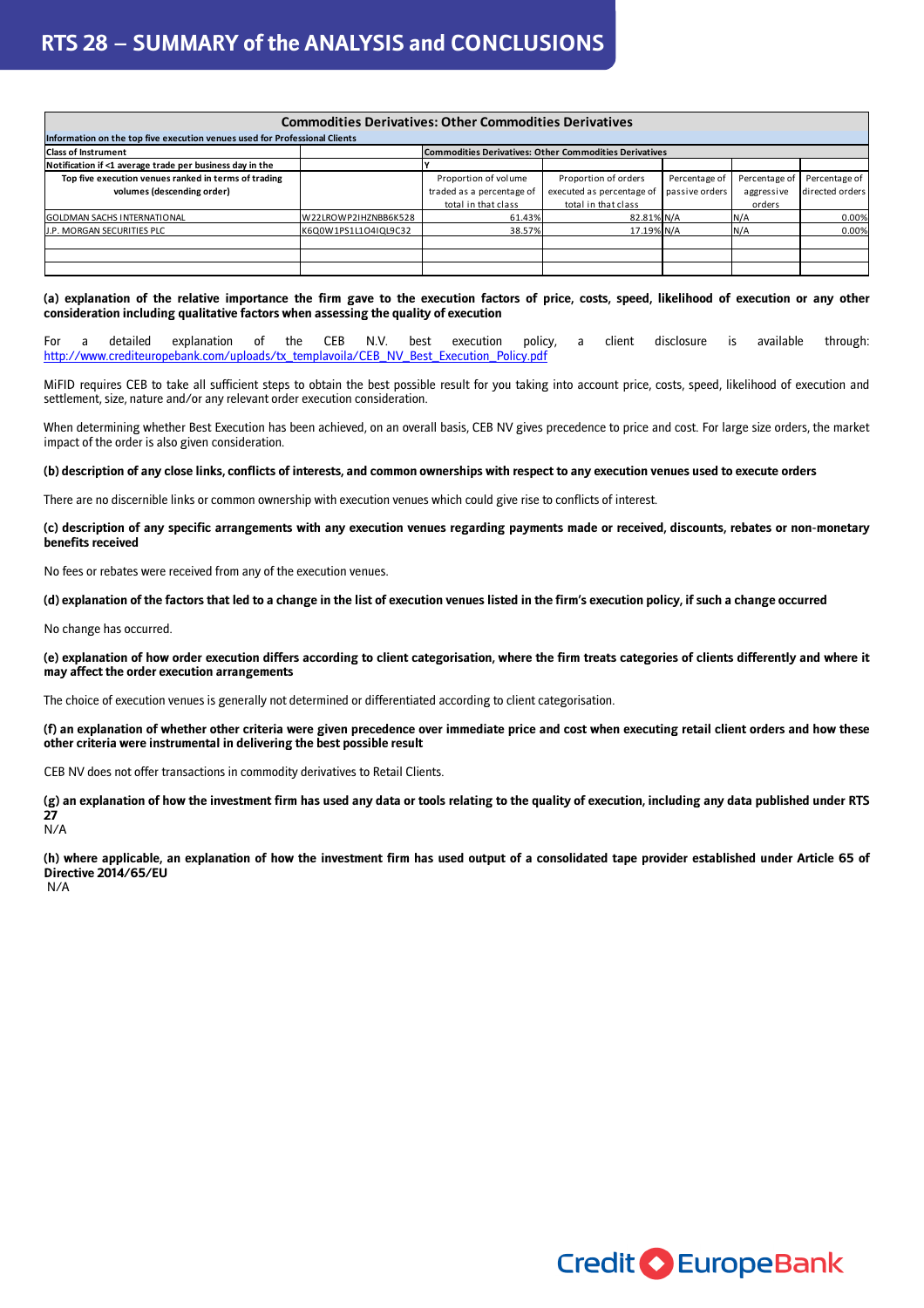# RTS 28 – SUMMARY of the ANALYSIS and CONCLUSIONS

| Commodities Derivatives: Other Commodities Derivatives | | | | | | |
|---|---|---|---|---|---|---|
| Information on the top five execution venues used for Professional Clients | | | | | | |
| Class of Instrument | | Commodities Derivatives: Other Commodities Derivatives | | | | |
| Notification if <1 average trade per business day in the | | Y | | | | |
| Top five execution venues ranked in terms of trading volumes (descending order) | | Proportion of volume traded as a percentage of total in that class | Proportion of orders executed as percentage of total in that class | Percentage of passive orders | Percentage of aggressive orders | Percentage of directed orders |
| GOLDMAN SACHS INTERNATIONAL | W22LROWP2IHZNBB6K528 | 61.43% | 82.81% | N/A | N/A | 0.00% |
| J.P. MORGAN SECURITIES PLC | K6Q0W1PS1L1O4IQL9C32 | 38.57% | 17.19% | N/A | N/A | 0.00% |
| | | | | | | |
| | | | | | | |
| | | | | | | |

**(a) explanation of the relative importance the firm gave to the execution factors of price, costs, speed, likelihood of execution or any other consideration including qualitative factors when assessing the quality of execution**

For a detailed explanation of the CEB N.V. best execution policy, a client disclosure is available through: http://www.crediteuropebank.com/uploads/tx_templavoila/CEB_NV_Best_Execution_Policy.pdf

MiFID requires CEB to take all sufficient steps to obtain the best possible result for you taking into account price, costs, speed, likelihood of execution and settlement, size, nature and/or any relevant order execution consideration.

When determining whether Best Execution has been achieved, on an overall basis, CEB NV gives precedence to price and cost. For large size orders, the market impact of the order is also given consideration.

**(b) description of any close links, conflicts of interests, and common ownerships with respect to any execution venues used to execute orders**

There are no discernible links or common ownership with execution venues which could give rise to conflicts of interest.

**(c) description of any specific arrangements with any execution venues regarding payments made or received, discounts, rebates or non-monetary benefits received**

No fees or rebates were received from any of the execution venues.

**(d) explanation of the factors that led to a change in the list of execution venues listed in the firm's execution policy, if such a change occurred**

No change has occurred.

**(e) explanation of how order execution differs according to client categorisation, where the firm treats categories of clients differently and where it may affect the order execution arrangements**

The choice of execution venues is generally not determined or differentiated according to client categorisation.

**(f) an explanation of whether other criteria were given precedence over immediate price and cost when executing retail client orders and how these other criteria were instrumental in delivering the best possible result**

CEB NV does not offer transactions in commodity derivatives to Retail Clients.

**(g) an explanation of how the investment firm has used any data or tools relating to the quality of execution, including any data published under RTS 27**

N/A

**(h) where applicable, an explanation of how the investment firm has used output of a consolidated tape provider established under Article 65 of Directive 2014/65/EU**

N/A

Credit EuropeBank